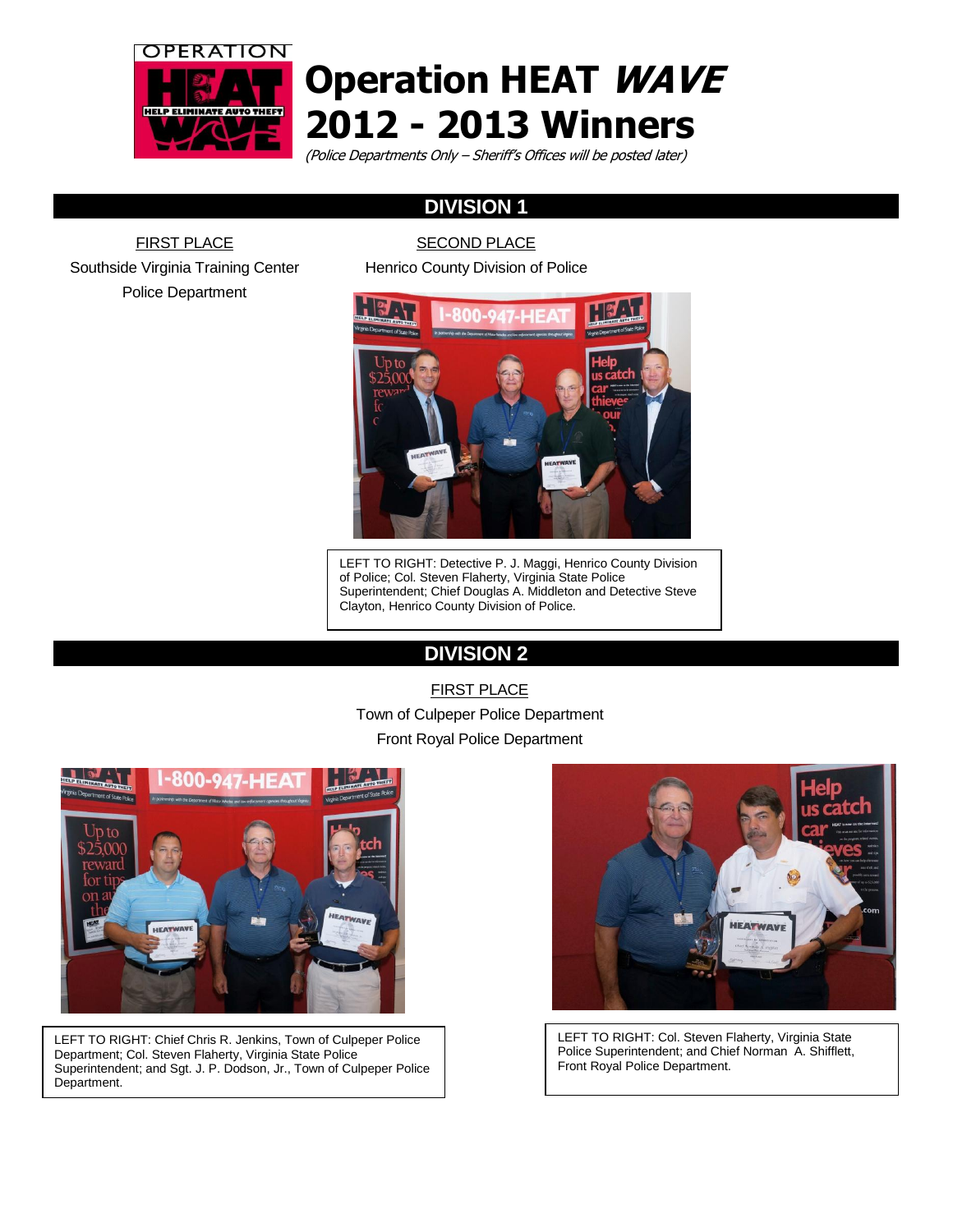# Operation HEAT *WAVE* 2012 - 2013 Winners

*(Police Departments Only – Sheriff's Offices will be posted later)*

## DIVISION 1

FIRST PLACE

Southside Virginia Training Center Police Department

SECOND PLACE

Henrico County Division of Police

LEFT TO RIGHT: Detective P. J. Maggi, Henrico County Division of Police; Col. Steven Flaherty, Virginia State Police Superintendent; Chief Douglas A. Middleton and Detective Steve Clayton, Henrico County Division of Police.

## DIVISION 2

FIRST PLACE

Town of Culpeper Police Department

Front Royal Police Department

LEFT TO RIGHT: Chief Chris R. Jenkins, Town of Culpeper Police Department; Col. Steven Flaherty, Virginia State Police Superintendent; and Sgt. J. P. Dodson, Jr., Town of Culpeper Police Department.

LEFT TO RIGHT: Col. Steven Flaherty, Virginia State Police Superintendent; and Chief Norman A. Shifflett, Front Royal Police Department.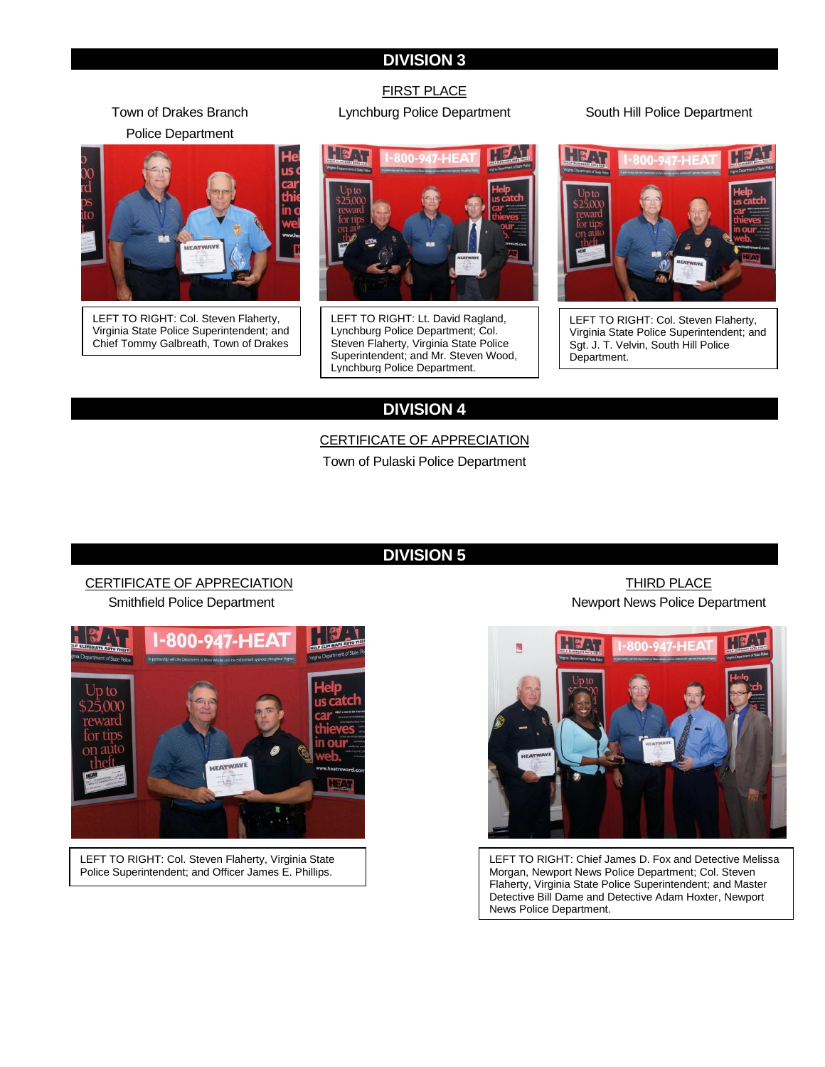## DIVISION 3

FIRST PLACE

Town of Drakes Branch Police Department

LEFT TO RIGHT: Col. Steven Flaherty, Virginia State Police Superintendent; and Chief Tommy Galbreath, Town of Drakes

Lynchburg Police Department

LEFT TO RIGHT: Lt. David Ragland, Lynchburg Police Department; Col. Steven Flaherty, Virginia State Police Superintendent; and Mr. Steven Wood, Lynchburg Police Department.

South Hill Police Department

LEFT TO RIGHT: Col. Steven Flaherty, Virginia State Police Superintendent; and Sgt. J. T. Velvin, South Hill Police Department.

## DIVISION 4

CERTIFICATE OF APPRECIATION

Town of Pulaski Police Department

## DIVISION 5

CERTIFICATE OF APPRECIATION

Smithfield Police Department

LEFT TO RIGHT: Col. Steven Flaherty, Virginia State Police Superintendent; and Officer James E. Phillips.

THIRD PLACE

Newport News Police Department

LEFT TO RIGHT: Chief James D. Fox and Detective Melissa Morgan, Newport News Police Department; Col. Steven Flaherty, Virginia State Police Superintendent; and Master Detective Bill Dame and Detective Adam Hoxter, Newport News Police Department.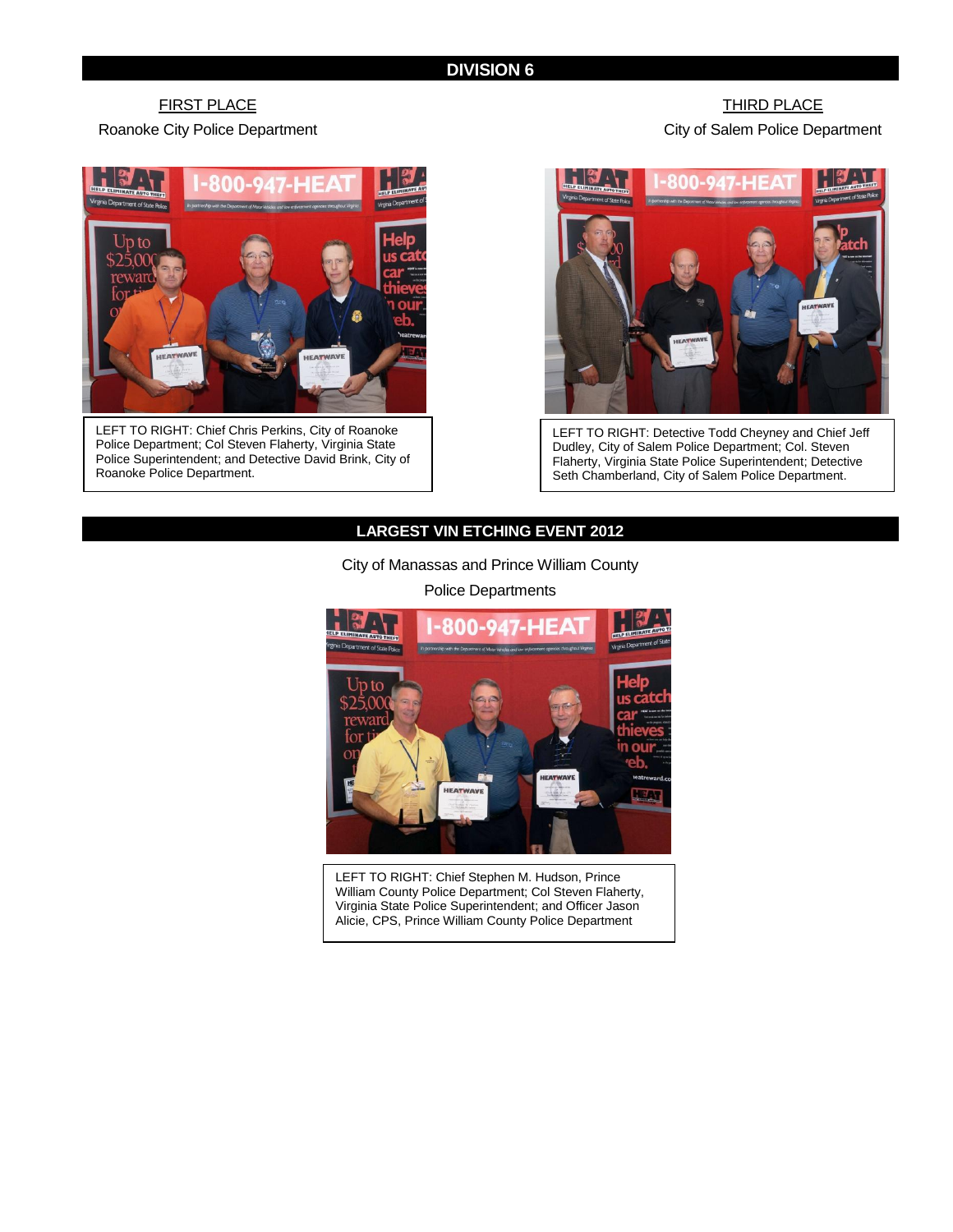## DIVISION 6

FIRST PLACE

Roanoke City Police Department

LEFT TO RIGHT: Chief Chris Perkins, City of Roanoke Police Department; Col Steven Flaherty, Virginia State Police Superintendent; and Detective David Brink, City of Roanoke Police Department.

THIRD PLACE

City of Salem Police Department

LEFT TO RIGHT: Detective Todd Cheyney and Chief Jeff Dudley, City of Salem Police Department; Col. Steven Flaherty, Virginia State Police Superintendent; Detective Seth Chamberland, City of Salem Police Department.

## LARGEST VIN ETCHING EVENT 2012

City of Manassas and Prince William County

Police Departments

LEFT TO RIGHT: Chief Stephen M. Hudson, Prince William County Police Department; Col Steven Flaherty, Virginia State Police Superintendent; and Officer Jason Alicie, CPS, Prince William County Police Department